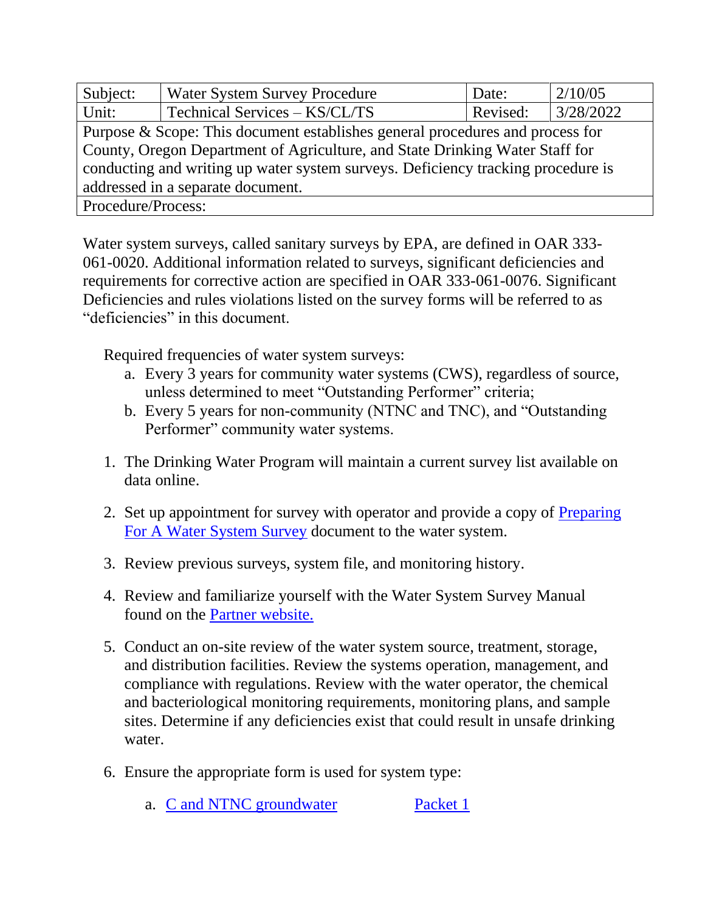| Subject: | Water System Survey Procedure | Date: | 2/10/05 |
|---|---|---|---|
| Unit: | Technical Services – KS/CL/TS | Revised: | 3/28/2022 |
| Purpose & Scope: This document establishes general procedures and process for County, Oregon Department of Agriculture, and State Drinking Water Staff for conducting and writing up water system surveys. Deficiency tracking procedure is addressed in a separate document. | | | |
| Procedure/Process: | | | |

Water system surveys, called sanitary surveys by EPA, are defined in OAR 333-061-0020. Additional information related to surveys, significant deficiencies and requirements for corrective action are specified in OAR 333-061-0076. Significant Deficiencies and rules violations listed on the survey forms will be referred to as "deficiencies" in this document.

Required frequencies of water system surveys:

a. Every 3 years for community water systems (CWS), regardless of source, unless determined to meet "Outstanding Performer" criteria;
b. Every 5 years for non-community (NTNC and TNC), and "Outstanding Performer" community water systems.

1. The Drinking Water Program will maintain a current survey list available on data online.

2. Set up appointment for survey with operator and provide a copy of Preparing For A Water System Survey document to the water system.

3. Review previous surveys, system file, and monitoring history.

4. Review and familiarize yourself with the Water System Survey Manual found on the Partner website.

5. Conduct an on-site review of the water system source, treatment, storage, and distribution facilities. Review the systems operation, management, and compliance with regulations. Review with the water operator, the chemical and bacteriological monitoring requirements, monitoring plans, and sample sites. Determine if any deficiencies exist that could result in unsafe drinking water.

6. Ensure the appropriate form is used for system type:

   a. C and NTNC groundwater — Packet 1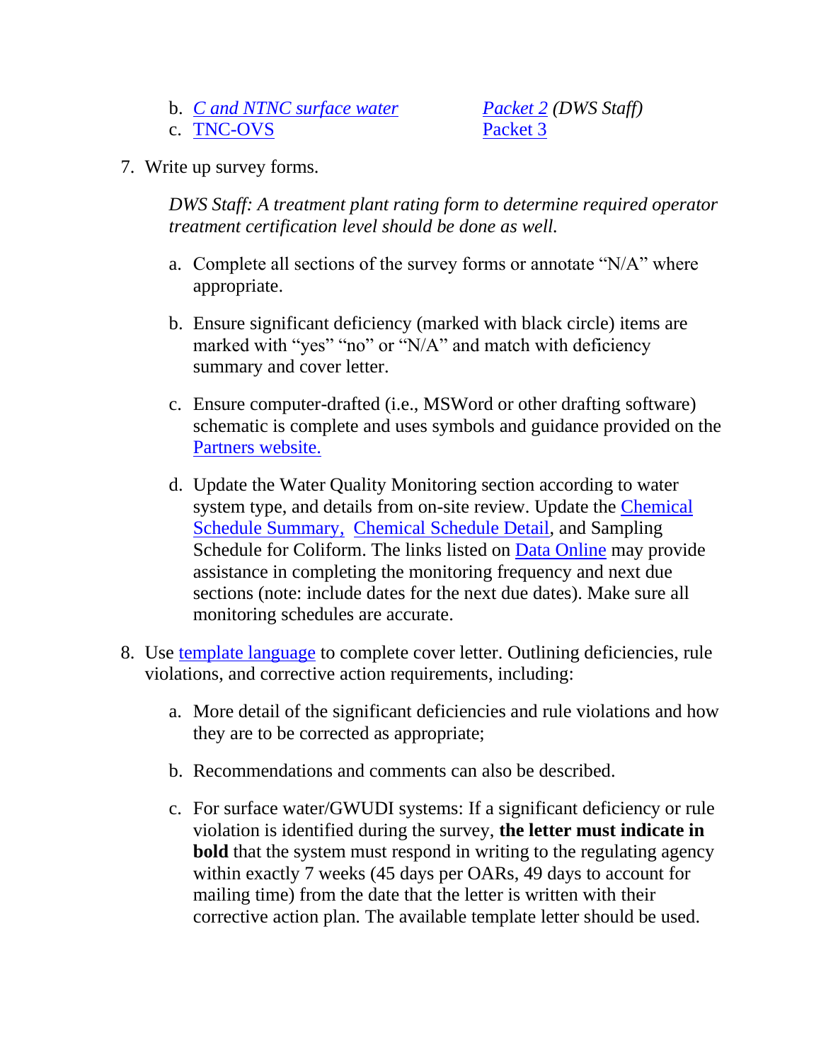b. *[C and NTNC surface water](#)* — *[Packet 2](#) (DWS Staff)*
   c. [TNC-OVS](#) — [Packet 3](#)

7. Write up survey forms.

   *DWS Staff: A treatment plant rating form to determine required operator treatment certification level should be done as well.*

   a. Complete all sections of the survey forms or annotate "N/A" where appropriate.

   b. Ensure significant deficiency (marked with black circle) items are marked with "yes" "no" or "N/A" and match with deficiency summary and cover letter.

   c. Ensure computer-drafted (i.e., MSWord or other drafting software) schematic is complete and uses symbols and guidance provided on the [Partners website.](#)

   d. Update the Water Quality Monitoring section according to water system type, and details from on-site review. Update the [Chemical Schedule Summary,](#) [Chemical Schedule Detail](#), and Sampling Schedule for Coliform. The links listed on [Data Online](#) may provide assistance in completing the monitoring frequency and next due sections (note: include dates for the next due dates). Make sure all monitoring schedules are accurate.

8. Use [template language](#) to complete cover letter. Outlining deficiencies, rule violations, and corrective action requirements, including:

   a. More detail of the significant deficiencies and rule violations and how they are to be corrected as appropriate;

   b. Recommendations and comments can also be described.

   c. For surface water/GWUDI systems: If a significant deficiency or rule violation is identified during the survey, **the letter must indicate in bold** that the system must respond in writing to the regulating agency within exactly 7 weeks (45 days per OARs, 49 days to account for mailing time) from the date that the letter is written with their corrective action plan. The available template letter should be used.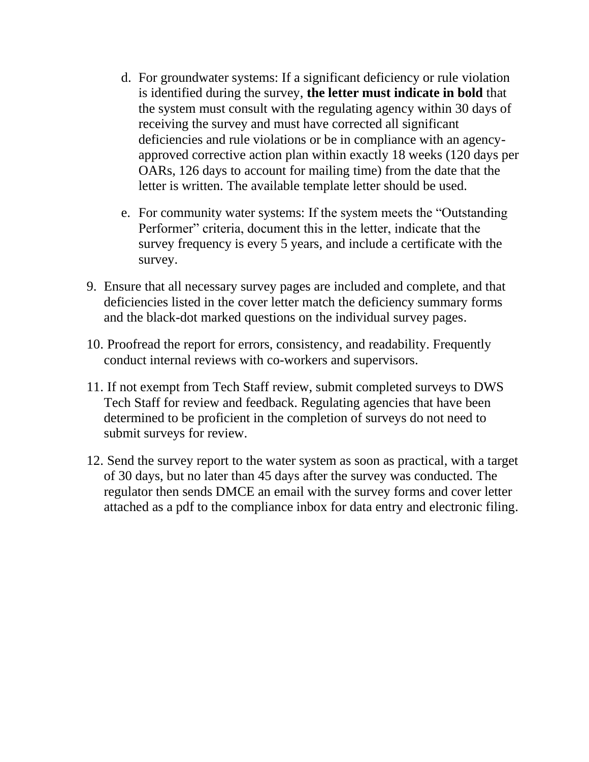d. For groundwater systems: If a significant deficiency or rule violation is identified during the survey, **the letter must indicate in bold** that the system must consult with the regulating agency within 30 days of receiving the survey and must have corrected all significant deficiencies and rule violations or be in compliance with an agency-approved corrective action plan within exactly 18 weeks (120 days per OARs, 126 days to account for mailing time) from the date that the letter is written. The available template letter should be used.

e. For community water systems: If the system meets the "Outstanding Performer" criteria, document this in the letter, indicate that the survey frequency is every 5 years, and include a certificate with the survey.

9. Ensure that all necessary survey pages are included and complete, and that deficiencies listed in the cover letter match the deficiency summary forms and the black-dot marked questions on the individual survey pages.

10. Proofread the report for errors, consistency, and readability. Frequently conduct internal reviews with co-workers and supervisors.

11. If not exempt from Tech Staff review, submit completed surveys to DWS Tech Staff for review and feedback. Regulating agencies that have been determined to be proficient in the completion of surveys do not need to submit surveys for review.

12. Send the survey report to the water system as soon as practical, with a target of 30 days, but no later than 45 days after the survey was conducted. The regulator then sends DMCE an email with the survey forms and cover letter attached as a pdf to the compliance inbox for data entry and electronic filing.